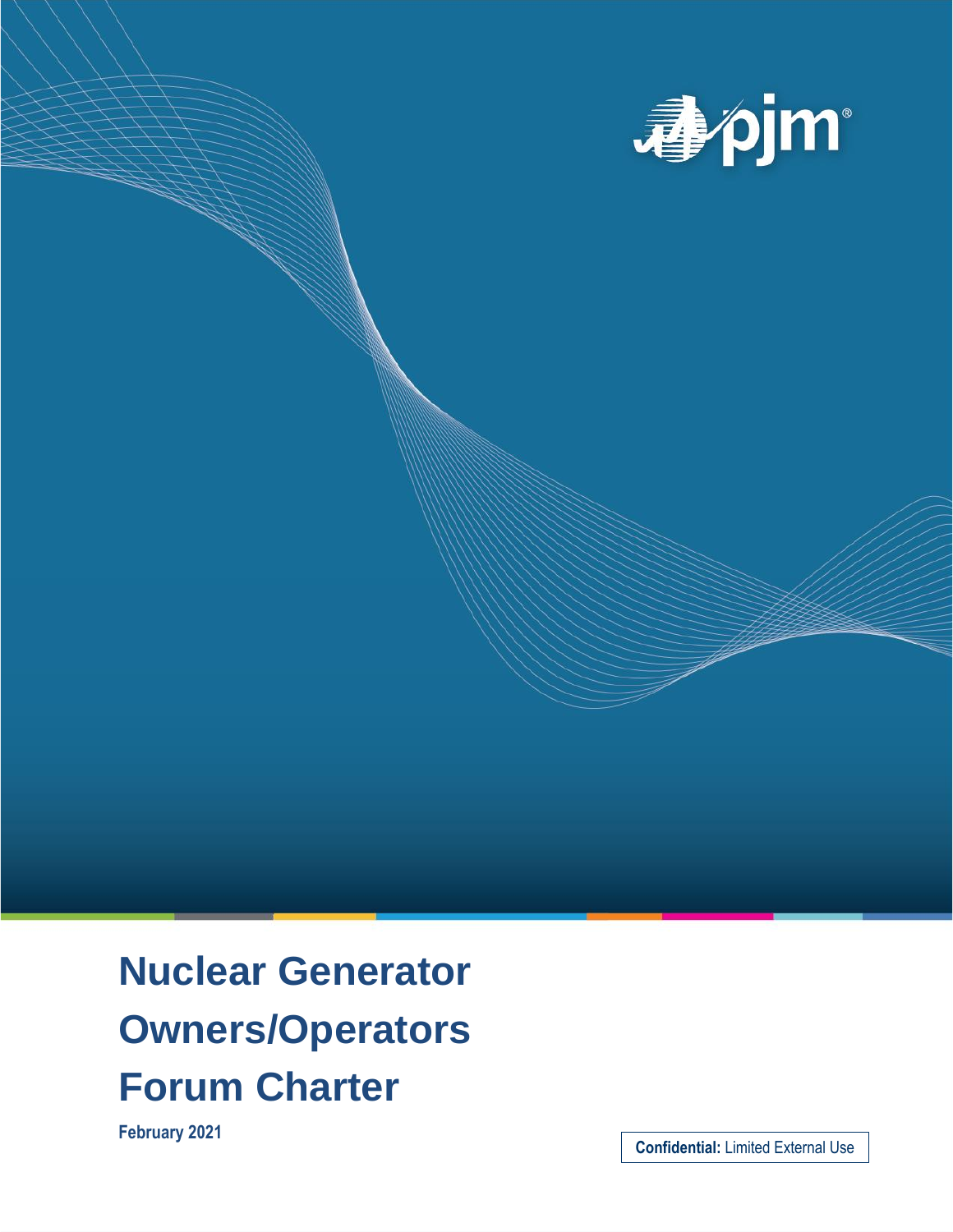# Nuclear Generator Owners/Operators Forum Charter

**February 2021**

**Confidential:** Limited External Use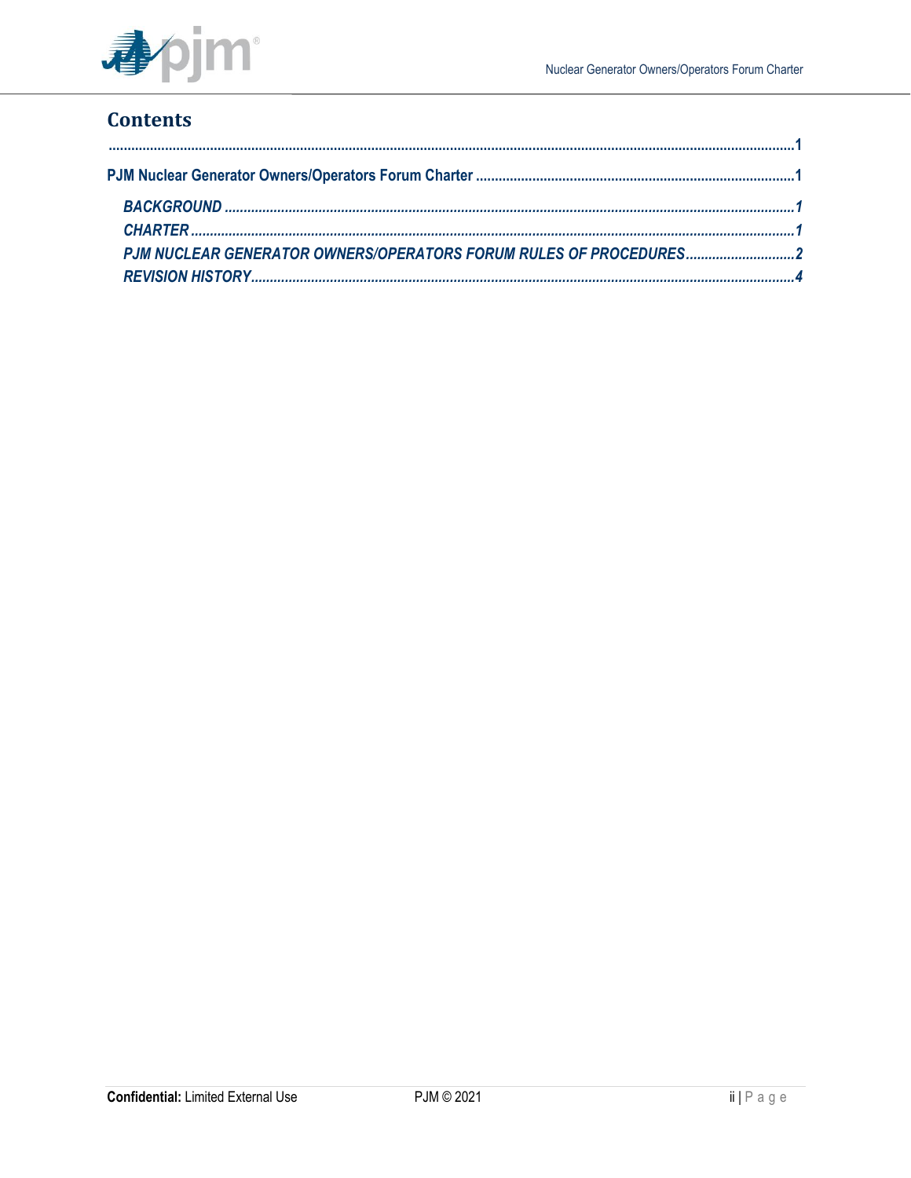## Contents

.......................................................................................................................................................................1

**PJM Nuclear Generator Owners/Operators Forum Charter** ...................................................................................1

*BACKGROUND* .................................................................................................................................................1

*CHARTER* ..........................................................................................................................................................1

*PJM NUCLEAR GENERATOR OWNERS/OPERATORS FORUM RULES OF PROCEDURES*............................2

*REVISION HISTORY*..........................................................................................................................................4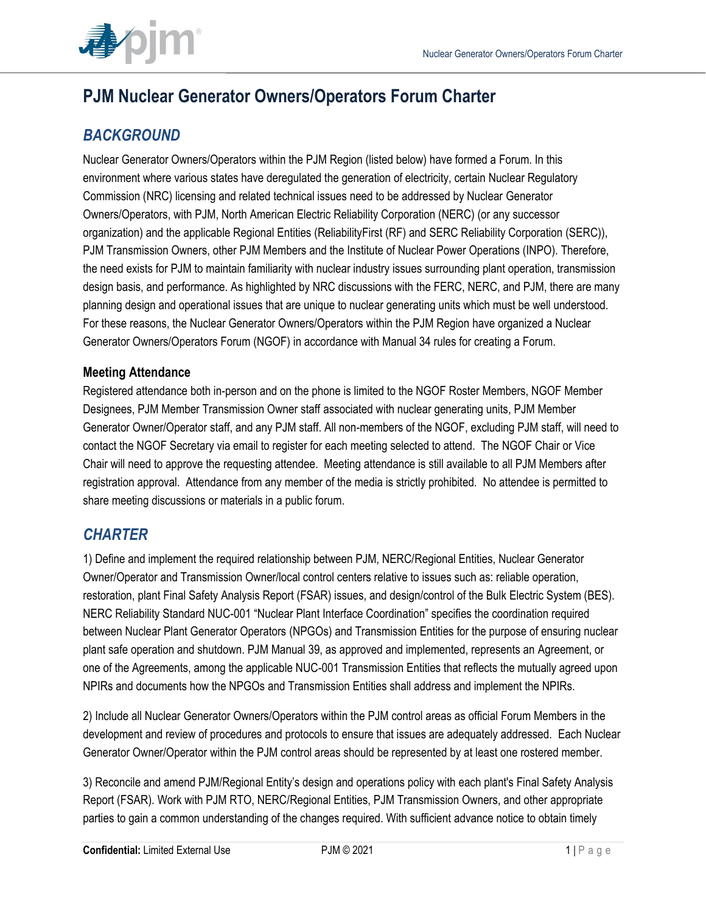# PJM Nuclear Generator Owners/Operators Forum Charter

## *BACKGROUND*

Nuclear Generator Owners/Operators within the PJM Region (listed below) have formed a Forum. In this environment where various states have deregulated the generation of electricity, certain Nuclear Regulatory Commission (NRC) licensing and related technical issues need to be addressed by Nuclear Generator Owners/Operators, with PJM, North American Electric Reliability Corporation (NERC) (or any successor organization) and the applicable Regional Entities (ReliabilityFirst (RF) and SERC Reliability Corporation (SERC)), PJM Transmission Owners, other PJM Members and the Institute of Nuclear Power Operations (INPO). Therefore, the need exists for PJM to maintain familiarity with nuclear industry issues surrounding plant operation, transmission design basis, and performance. As highlighted by NRC discussions with the FERC, NERC, and PJM, there are many planning design and operational issues that are unique to nuclear generating units which must be well understood. For these reasons, the Nuclear Generator Owners/Operators within the PJM Region have organized a Nuclear Generator Owners/Operators Forum (NGOF) in accordance with Manual 34 rules for creating a Forum.

### Meeting Attendance

Registered attendance both in-person and on the phone is limited to the NGOF Roster Members, NGOF Member Designees, PJM Member Transmission Owner staff associated with nuclear generating units, PJM Member Generator Owner/Operator staff, and any PJM staff. All non-members of the NGOF, excluding PJM staff, will need to contact the NGOF Secretary via email to register for each meeting selected to attend. The NGOF Chair or Vice Chair will need to approve the requesting attendee. Meeting attendance is still available to all PJM Members after registration approval. Attendance from any member of the media is strictly prohibited. No attendee is permitted to share meeting discussions or materials in a public forum.

## *CHARTER*

1) Define and implement the required relationship between PJM, NERC/Regional Entities, Nuclear Generator Owner/Operator and Transmission Owner/local control centers relative to issues such as: reliable operation, restoration, plant Final Safety Analysis Report (FSAR) issues, and design/control of the Bulk Electric System (BES). NERC Reliability Standard NUC-001 "Nuclear Plant Interface Coordination" specifies the coordination required between Nuclear Plant Generator Operators (NPGOs) and Transmission Entities for the purpose of ensuring nuclear plant safe operation and shutdown. PJM Manual 39, as approved and implemented, represents an Agreement, or one of the Agreements, among the applicable NUC-001 Transmission Entities that reflects the mutually agreed upon NPIRs and documents how the NPGOs and Transmission Entities shall address and implement the NPIRs.

2) Include all Nuclear Generator Owners/Operators within the PJM control areas as official Forum Members in the development and review of procedures and protocols to ensure that issues are adequately addressed. Each Nuclear Generator Owner/Operator within the PJM control areas should be represented by at least one rostered member.

3) Reconcile and amend PJM/Regional Entity's design and operations policy with each plant's Final Safety Analysis Report (FSAR). Work with PJM RTO, NERC/Regional Entities, PJM Transmission Owners, and other appropriate parties to gain a common understanding of the changes required. With sufficient advance notice to obtain timely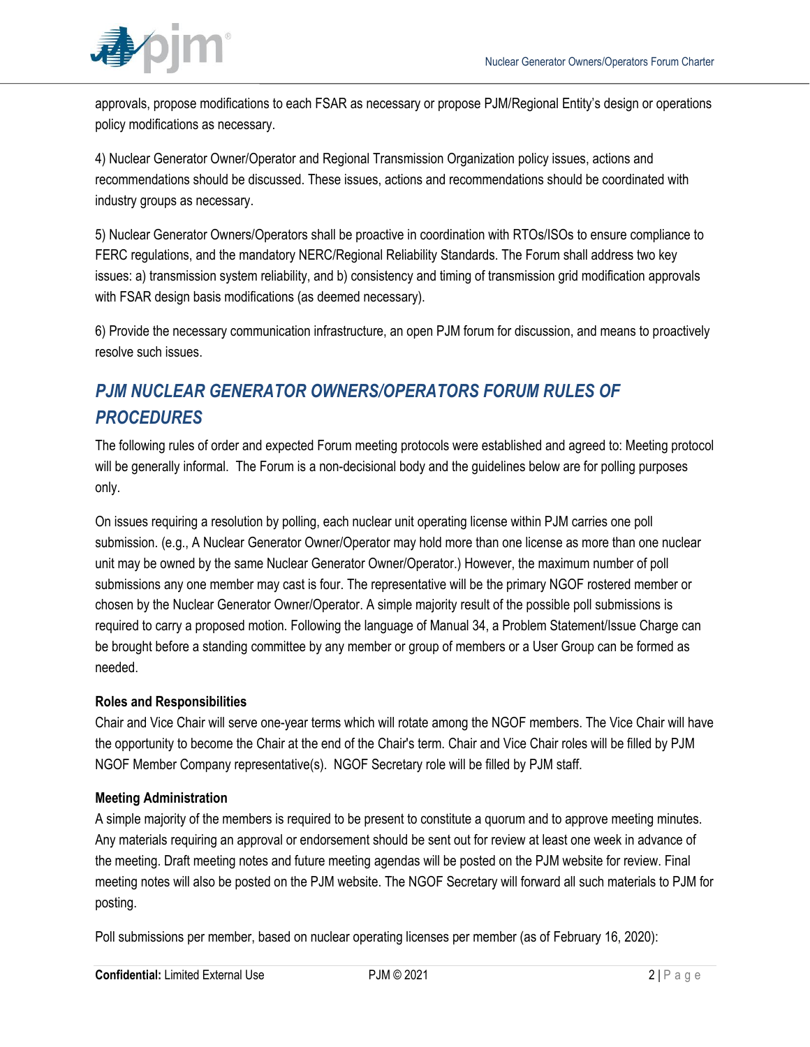approvals, propose modifications to each FSAR as necessary or propose PJM/Regional Entity's design or operations policy modifications as necessary.

4) Nuclear Generator Owner/Operator and Regional Transmission Organization policy issues, actions and recommendations should be discussed. These issues, actions and recommendations should be coordinated with industry groups as necessary.

5) Nuclear Generator Owners/Operators shall be proactive in coordination with RTOs/ISOs to ensure compliance to FERC regulations, and the mandatory NERC/Regional Reliability Standards. The Forum shall address two key issues: a) transmission system reliability, and b) consistency and timing of transmission grid modification approvals with FSAR design basis modifications (as deemed necessary).

6) Provide the necessary communication infrastructure, an open PJM forum for discussion, and means to proactively resolve such issues.

## *PJM NUCLEAR GENERATOR OWNERS/OPERATORS FORUM RULES OF PROCEDURES*

The following rules of order and expected Forum meeting protocols were established and agreed to: Meeting protocol will be generally informal. The Forum is a non-decisional body and the guidelines below are for polling purposes only.

On issues requiring a resolution by polling, each nuclear unit operating license within PJM carries one poll submission. (e.g., A Nuclear Generator Owner/Operator may hold more than one license as more than one nuclear unit may be owned by the same Nuclear Generator Owner/Operator.) However, the maximum number of poll submissions any one member may cast is four. The representative will be the primary NGOF rostered member or chosen by the Nuclear Generator Owner/Operator. A simple majority result of the possible poll submissions is required to carry a proposed motion. Following the language of Manual 34, a Problem Statement/Issue Charge can be brought before a standing committee by any member or group of members or a User Group can be formed as needed.

**Roles and Responsibilities**

Chair and Vice Chair will serve one-year terms which will rotate among the NGOF members. The Vice Chair will have the opportunity to become the Chair at the end of the Chair's term. Chair and Vice Chair roles will be filled by PJM NGOF Member Company representative(s). NGOF Secretary role will be filled by PJM staff.

**Meeting Administration**

A simple majority of the members is required to be present to constitute a quorum and to approve meeting minutes. Any materials requiring an approval or endorsement should be sent out for review at least one week in advance of the meeting. Draft meeting notes and future meeting agendas will be posted on the PJM website for review. Final meeting notes will also be posted on the PJM website. The NGOF Secretary will forward all such materials to PJM for posting.

Poll submissions per member, based on nuclear operating licenses per member (as of February 16, 2020):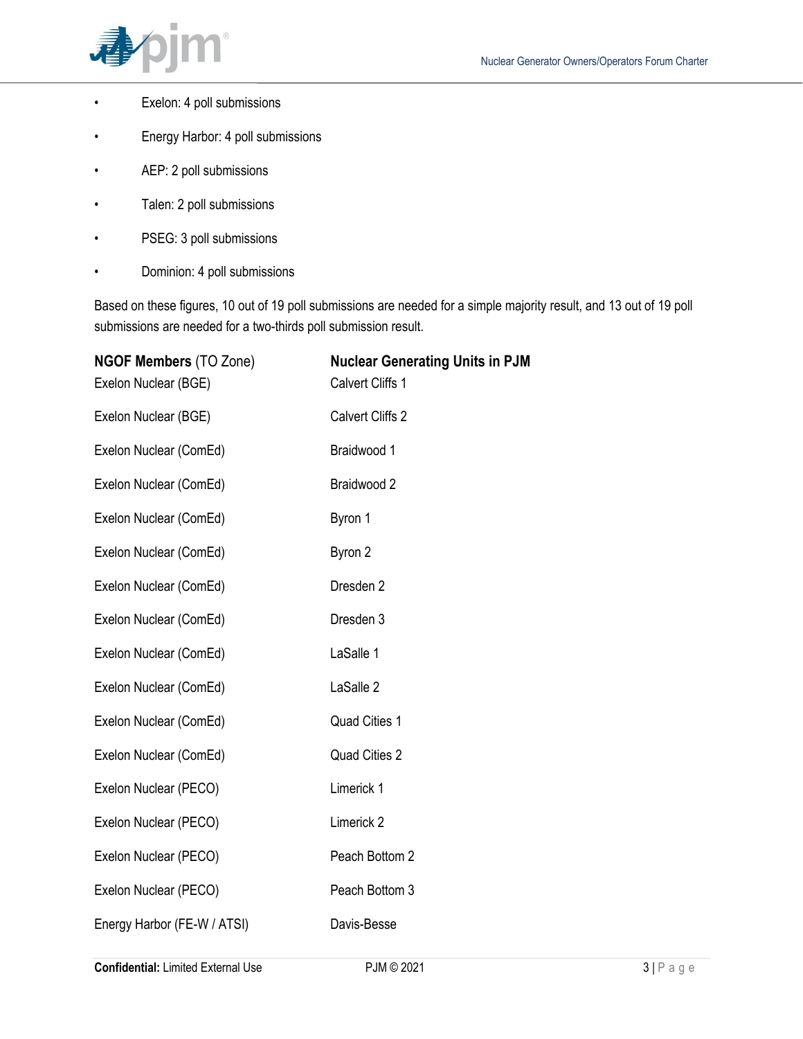- Exelon: 4 poll submissions
- Energy Harbor: 4 poll submissions
- AEP: 2 poll submissions
- Talen: 2 poll submissions
- PSEG: 3 poll submissions
- Dominion: 4 poll submissions

Based on these figures, 10 out of 19 poll submissions are needed for a simple majority result, and 13 out of 19 poll submissions are needed for a two-thirds poll submission result.

| **NGOF Members** (TO Zone) | **Nuclear Generating Units in PJM** |
| --- | --- |
| Exelon Nuclear (BGE) | Calvert Cliffs 1 |
| Exelon Nuclear (BGE) | Calvert Cliffs 2 |
| Exelon Nuclear (ComEd) | Braidwood 1 |
| Exelon Nuclear (ComEd) | Braidwood 2 |
| Exelon Nuclear (ComEd) | Byron 1 |
| Exelon Nuclear (ComEd) | Byron 2 |
| Exelon Nuclear (ComEd) | Dresden 2 |
| Exelon Nuclear (ComEd) | Dresden 3 |
| Exelon Nuclear (ComEd) | LaSalle 1 |
| Exelon Nuclear (ComEd) | LaSalle 2 |
| Exelon Nuclear (ComEd) | Quad Cities 1 |
| Exelon Nuclear (ComEd) | Quad Cities 2 |
| Exelon Nuclear (PECO) | Limerick 1 |
| Exelon Nuclear (PECO) | Limerick 2 |
| Exelon Nuclear (PECO) | Peach Bottom 2 |
| Exelon Nuclear (PECO) | Peach Bottom 3 |
| Energy Harbor (FE-W / ATSI) | Davis-Besse |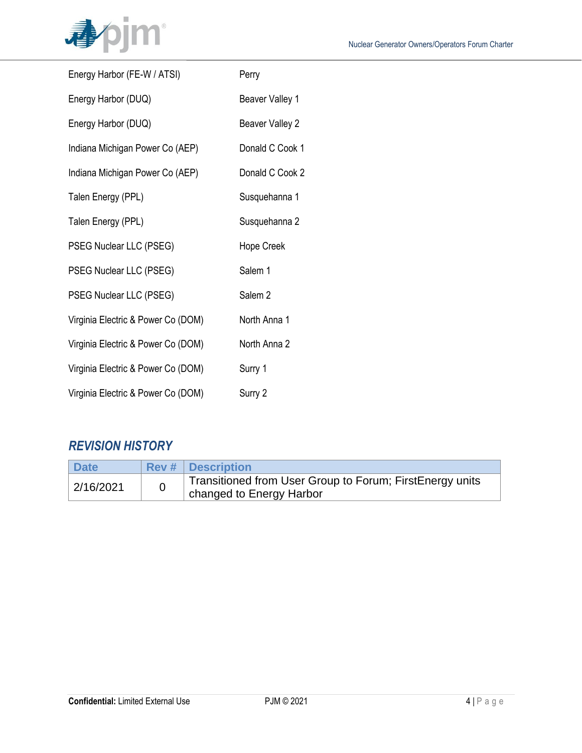| | |
|---|---|
| Energy Harbor (FE-W / ATSI) | Perry |
| Energy Harbor (DUQ) | Beaver Valley 1 |
| Energy Harbor (DUQ) | Beaver Valley 2 |
| Indiana Michigan Power Co (AEP) | Donald C Cook 1 |
| Indiana Michigan Power Co (AEP) | Donald C Cook 2 |
| Talen Energy (PPL) | Susquehanna 1 |
| Talen Energy (PPL) | Susquehanna 2 |
| PSEG Nuclear LLC (PSEG) | Hope Creek |
| PSEG Nuclear LLC (PSEG) | Salem 1 |
| PSEG Nuclear LLC (PSEG) | Salem 2 |
| Virginia Electric & Power Co (DOM) | North Anna 1 |
| Virginia Electric & Power Co (DOM) | North Anna 2 |
| Virginia Electric & Power Co (DOM) | Surry 1 |
| Virginia Electric & Power Co (DOM) | Surry 2 |

## *REVISION HISTORY*

| Date | Rev # | Description |
|---|---|---|
| 2/16/2021 | 0 | Transitioned from User Group to Forum; FirstEnergy units changed to Energy Harbor |